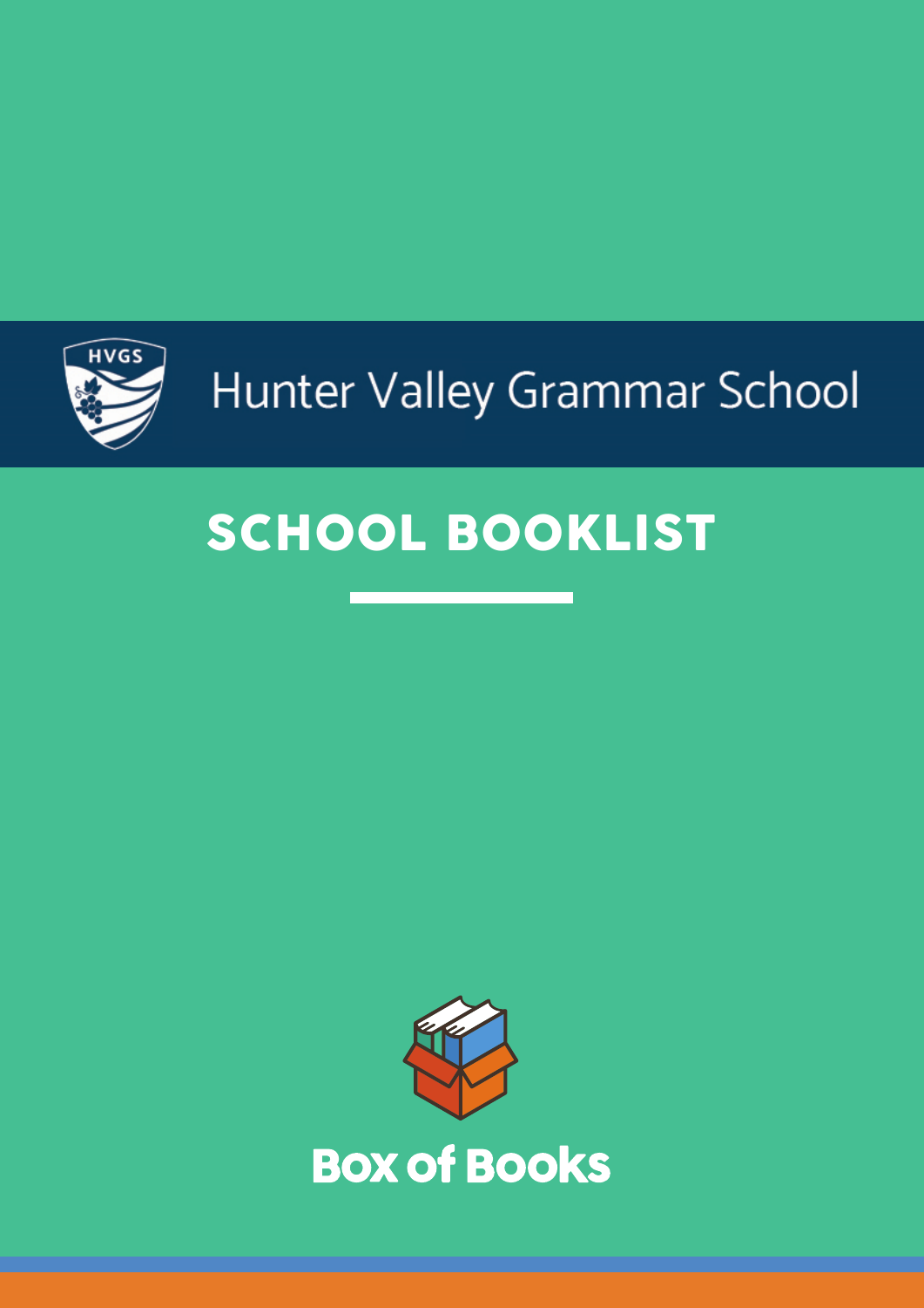HVGS

Hunter Valley Grammar School

# SCHOOL BOOKLIST

Box of Books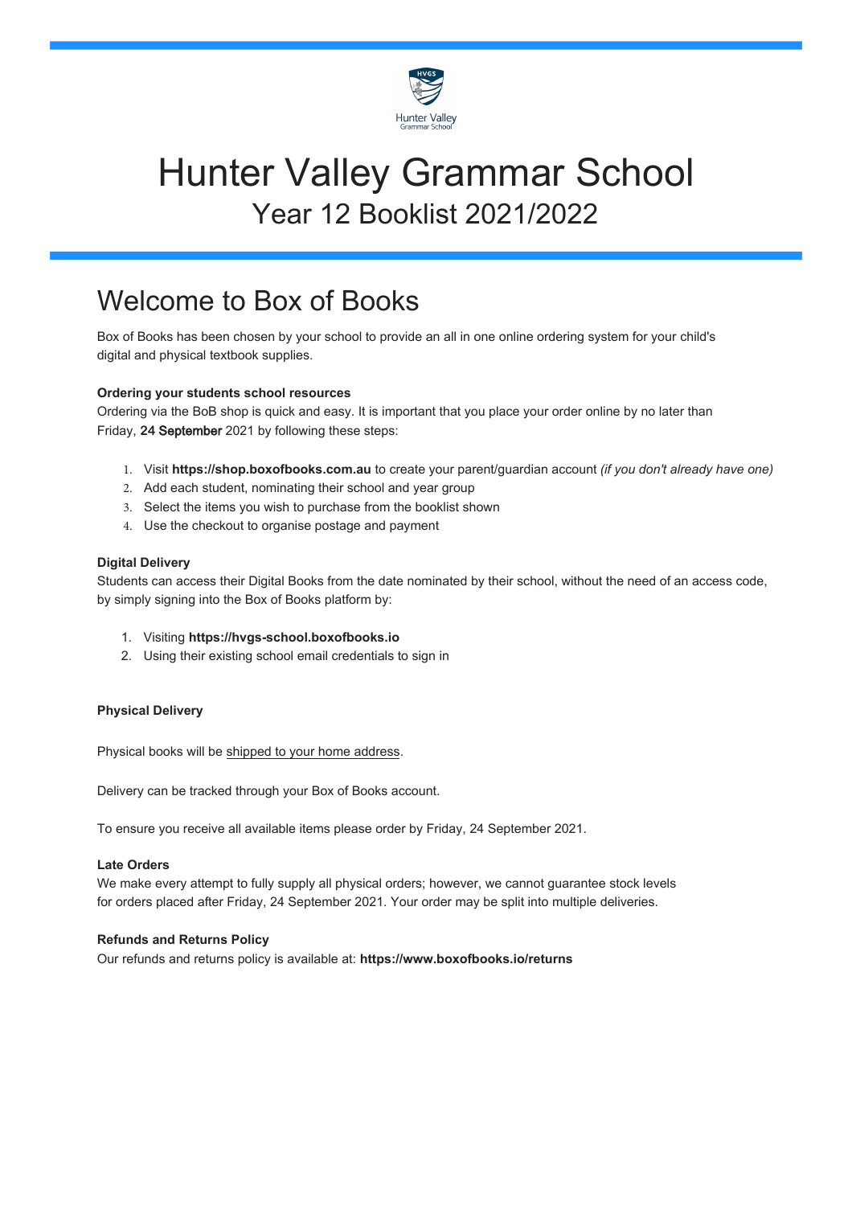# Hunter Valley Grammar School

## Year 12 Booklist 2021/2022

## Welcome to Box of Books

Box of Books has been chosen by your school to provide an all in one online ordering system for your child's digital and physical textbook supplies.

**Ordering your students school resources**

Ordering via the BoB shop is quick and easy. It is important that you place your order online by no later than Friday, **24 September** 2021 by following these steps:

1. Visit **https://shop.boxofbooks.com.au** to create your parent/guardian account *(if you don't already have one)*
2. Add each student, nominating their school and year group
3. Select the items you wish to purchase from the booklist shown
4. Use the checkout to organise postage and payment

**Digital Delivery**

Students can access their Digital Books from the date nominated by their school, without the need of an access code, by simply signing into the Box of Books platform by:

1. Visiting **https://hvgs-school.boxofbooks.io**
2. Using their existing school email credentials to sign in

**Physical Delivery**

Physical books will be shipped to your home address.

Delivery can be tracked through your Box of Books account.

To ensure you receive all available items please order by Friday, 24 September 2021.

**Late Orders**

We make every attempt to fully supply all physical orders; however, we cannot guarantee stock levels for orders placed after Friday, 24 September 2021. Your order may be split into multiple deliveries.

**Refunds and Returns Policy**

Our refunds and returns policy is available at: **https://www.boxofbooks.io/returns**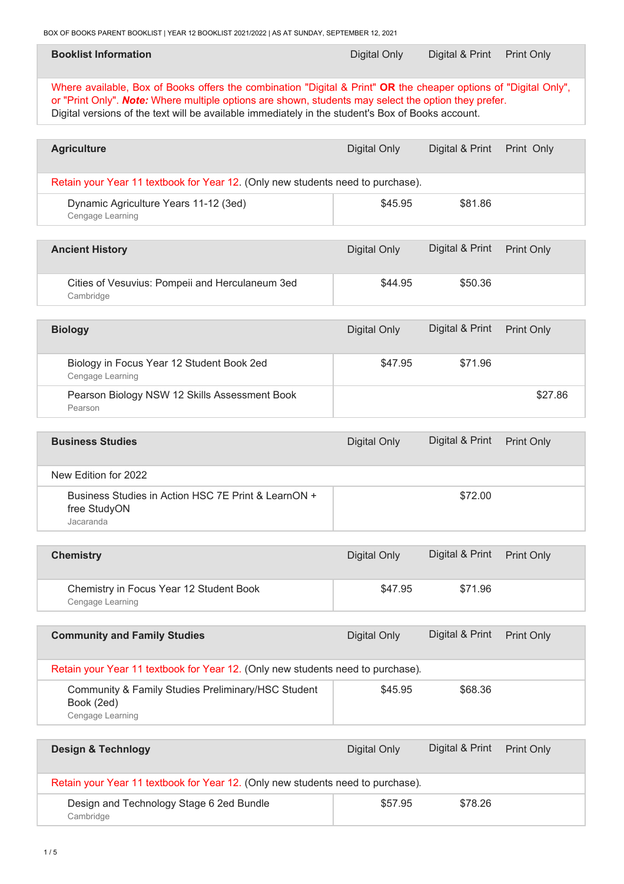| Booklist Information | Digital Only | Digital & Print | Print Only |
|---|---|---|---|
| Where available, Box of Books offers the combination "Digital & Print" **OR** the cheaper options of "Digital Only", or "Print Only". ***Note:*** Where multiple options are shown, students may select the option they prefer. Digital versions of the text will be available immediately in the student's Box of Books account. | | | |

| **Agriculture** | Digital Only | Digital & Print | Print Only |
|---|---|---|---|
| Retain your Year 11 textbook for Year 12. (Only new students need to purchase). | | | |
| Dynamic Agriculture Years 11-12 (3ed) Cengage Learning | $45.95 | $81.86 | |

| **Ancient History** | Digital Only | Digital & Print | Print Only |
|---|---|---|---|
| Cities of Vesuvius: Pompeii and Herculaneum 3ed Cambridge | $44.95 | $50.36 | |

| **Biology** | Digital Only | Digital & Print | Print Only |
|---|---|---|---|
| Biology in Focus Year 12 Student Book 2ed Cengage Learning | $47.95 | $71.96 | |
| Pearson Biology NSW 12 Skills Assessment Book Pearson | | | $27.86 |

| **Business Studies** | Digital Only | Digital & Print | Print Only |
|---|---|---|---|
| New Edition for 2022 | | | |
| Business Studies in Action HSC 7E Print & LearnON + free StudyON Jacaranda | | $72.00 | |

| **Chemistry** | Digital Only | Digital & Print | Print Only |
|---|---|---|---|
| Chemistry in Focus Year 12 Student Book Cengage Learning | $47.95 | $71.96 | |

| **Community and Family Studies** | Digital Only | Digital & Print | Print Only |
|---|---|---|---|
| Retain your Year 11 textbook for Year 12. (Only new students need to purchase). | | | |
| Community & Family Studies Preliminary/HSC Student Book (2ed) Cengage Learning | $45.95 | $68.36 | |

| **Design & Technlogy** | Digital Only | Digital & Print | Print Only |
|---|---|---|---|
| Retain your Year 11 textbook for Year 12. (Only new students need to purchase). | | | |
| Design and Technology Stage 6 2ed Bundle Cambridge | $57.95 | $78.26 | |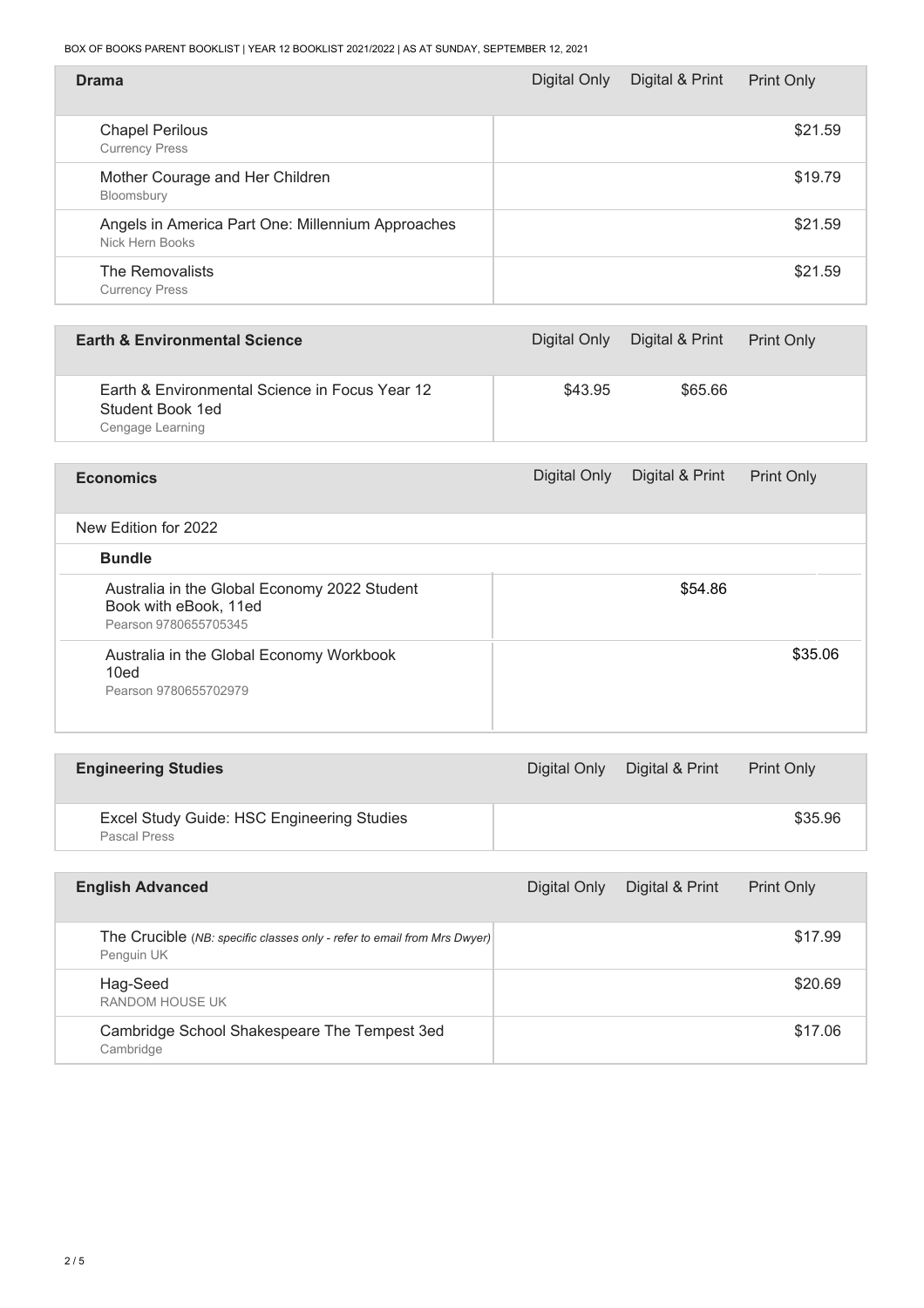| Drama | Digital Only | Digital & Print | Print Only |
|---|---|---|---|
| Chapel Perilous<br>Currency Press | | | $21.59 |
| Mother Courage and Her Children<br>Bloomsbury | | | $19.79 |
| Angels in America Part One: Millennium Approaches<br>Nick Hern Books | | | $21.59 |
| The Removalists<br>Currency Press | | | $21.59 |

| Earth & Environmental Science | Digital Only | Digital & Print | Print Only |
|---|---|---|---|
| Earth & Environmental Science in Focus Year 12 Student Book 1ed<br>Cengage Learning | $43.95 | $65.66 | |

| Economics | Digital Only | Digital & Print | Print Only |
|---|---|---|---|
| New Edition for 2022 | | | |
| **Bundle** | | | |
| Australia in the Global Economy 2022 Student Book with eBook, 11ed<br>Pearson 9780655705345 | | $54.86 | |
| Australia in the Global Economy Workbook 10ed<br>Pearson 9780655702979 | | | $35.06 |

| Engineering Studies | Digital Only | Digital & Print | Print Only |
|---|---|---|---|
| Excel Study Guide: HSC Engineering Studies<br>Pascal Press | | | $35.96 |

| English Advanced | Digital Only | Digital & Print | Print Only |
|---|---|---|---|
| The Crucible *(NB: specific classes only - refer to email from Mrs Dwyer)*<br>Penguin UK | | | $17.99 |
| Hag-Seed<br>RANDOM HOUSE UK | | | $20.69 |
| Cambridge School Shakespeare The Tempest 3ed<br>Cambridge | | | $17.06 |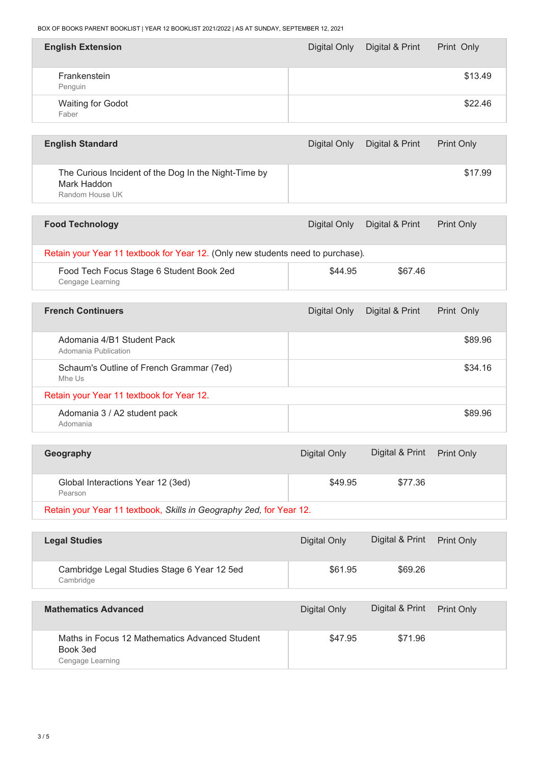| English Extension | Digital Only | Digital & Print | Print Only |
|---|---|---|---|
| Frankenstein<br>Penguin | | | $13.49 |
| Waiting for Godot<br>Faber | | | $22.46 |

| English Standard | Digital Only | Digital & Print | Print Only |
|---|---|---|---|
| The Curious Incident of the Dog In the Night-Time by Mark Haddon<br>Random House UK | | | $17.99 |

| Food Technology | Digital Only | Digital & Print | Print Only |
|---|---|---|---|
| Retain your Year 11 textbook for Year 12. (Only new students need to purchase). | | | |
| Food Tech Focus Stage 6 Student Book 2ed<br>Cengage Learning | $44.95 | $67.46 | |

| French Continuers | Digital Only | Digital & Print | Print Only |
|---|---|---|---|
| Adomania 4/B1 Student Pack<br>Adomania Publication | | | $89.96 |
| Schaum's Outline of French Grammar (7ed)<br>Mhe Us | | | $34.16 |
| Retain your Year 11 textbook for Year 12. | | | |
| Adomania 3 / A2 student pack<br>Adomania | | | $89.96 |

| Geography | Digital Only | Digital & Print | Print Only |
|---|---|---|---|
| Global Interactions Year 12 (3ed)<br>Pearson | $49.95 | $77.36 | |
| Retain your Year 11 textbook, *Skills in Geography 2ed*, for Year 12. | | | |

| Legal Studies | Digital Only | Digital & Print | Print Only |
|---|---|---|---|
| Cambridge Legal Studies Stage 6 Year 12 5ed<br>Cambridge | $61.95 | $69.26 | |

| Mathematics Advanced | Digital Only | Digital & Print | Print Only |
|---|---|---|---|
| Maths in Focus 12 Mathematics Advanced Student Book 3ed<br>Cengage Learning | $47.95 | $71.96 | |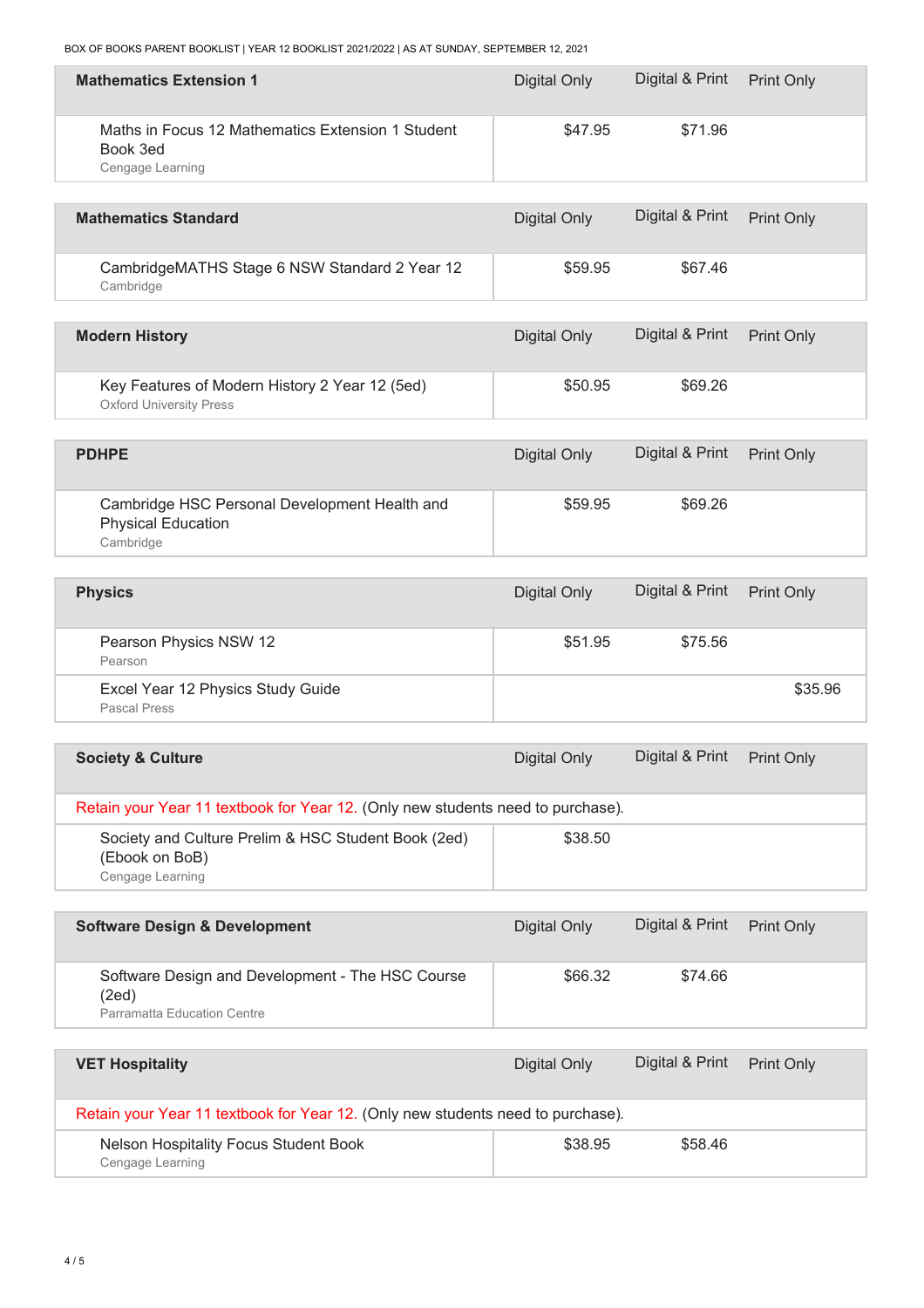| Mathematics Extension 1 | Digital Only | Digital & Print | Print Only |
|---|---|---|---|
| Maths in Focus 12 Mathematics Extension 1 Student Book 3ed<br>Cengage Learning | $47.95 | $71.96 | |

| Mathematics Standard | Digital Only | Digital & Print | Print Only |
|---|---|---|---|
| CambridgeMATHS Stage 6 NSW Standard 2 Year 12<br>Cambridge | $59.95 | $67.46 | |

| Modern History | Digital Only | Digital & Print | Print Only |
|---|---|---|---|
| Key Features of Modern History 2 Year 12 (5ed)<br>Oxford University Press | $50.95 | $69.26 | |

| PDHPE | Digital Only | Digital & Print | Print Only |
|---|---|---|---|
| Cambridge HSC Personal Development Health and Physical Education<br>Cambridge | $59.95 | $69.26 | |

| Physics | Digital Only | Digital & Print | Print Only |
|---|---|---|---|
| Pearson Physics NSW 12<br>Pearson | $51.95 | $75.56 | |
| Excel Year 12 Physics Study Guide<br>Pascal Press | | | $35.96 |

| Society & Culture | Digital Only | Digital & Print | Print Only |
|---|---|---|---|
| Retain your Year 11 textbook for Year 12. (Only new students need to purchase). | | | |
| Society and Culture Prelim & HSC Student Book (2ed) (Ebook on BoB)<br>Cengage Learning | $38.50 | | |

| Software Design & Development | Digital Only | Digital & Print | Print Only |
|---|---|---|---|
| Software Design and Development - The HSC Course (2ed)<br>Parramatta Education Centre | $66.32 | $74.66 | |

| VET Hospitality | Digital Only | Digital & Print | Print Only |
|---|---|---|---|
| Retain your Year 11 textbook for Year 12. (Only new students need to purchase). | | | |
| Nelson Hospitality Focus Student Book<br>Cengage Learning | $38.95 | $58.46 | |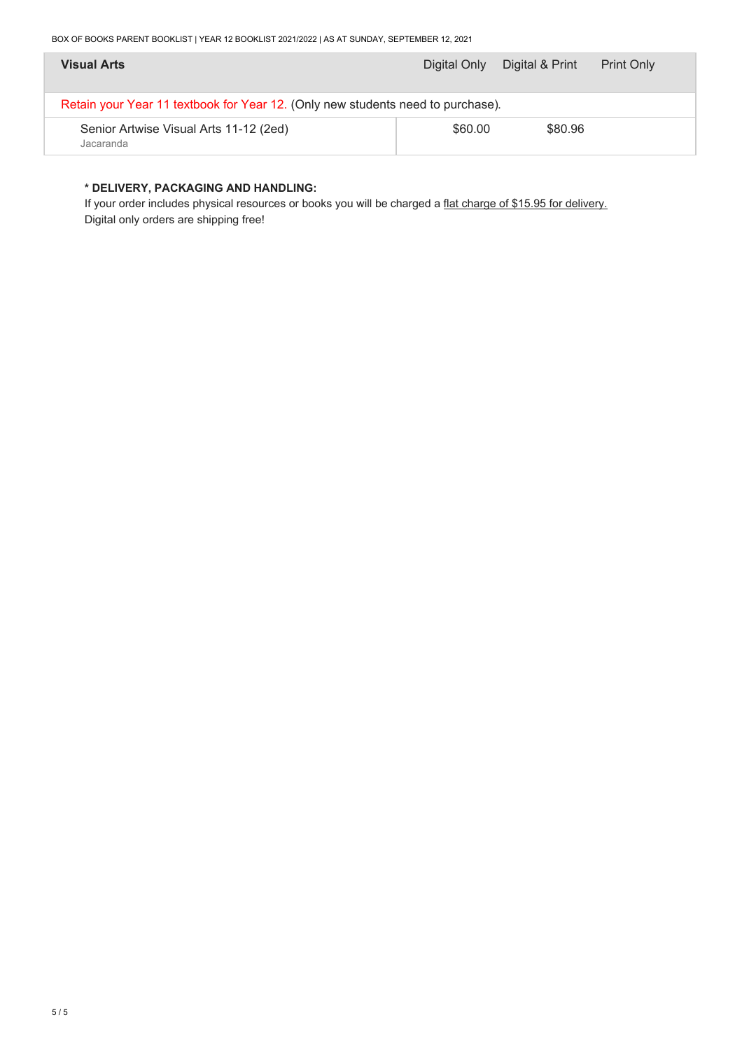| Visual Arts | Digital Only | Digital & Print | Print Only |
|---|---|---|---|
| Retain your Year 11 textbook for Year 12. (Only new students need to purchase). | | | |
| Senior Artwise Visual Arts 11-12 (2ed)<br>Jacaranda | $60.00 | $80.96 | |

**\* DELIVERY, PACKAGING AND HANDLING:**
If your order includes physical resources or books you will be charged a flat charge of $15.95 for delivery.
Digital only orders are shipping free!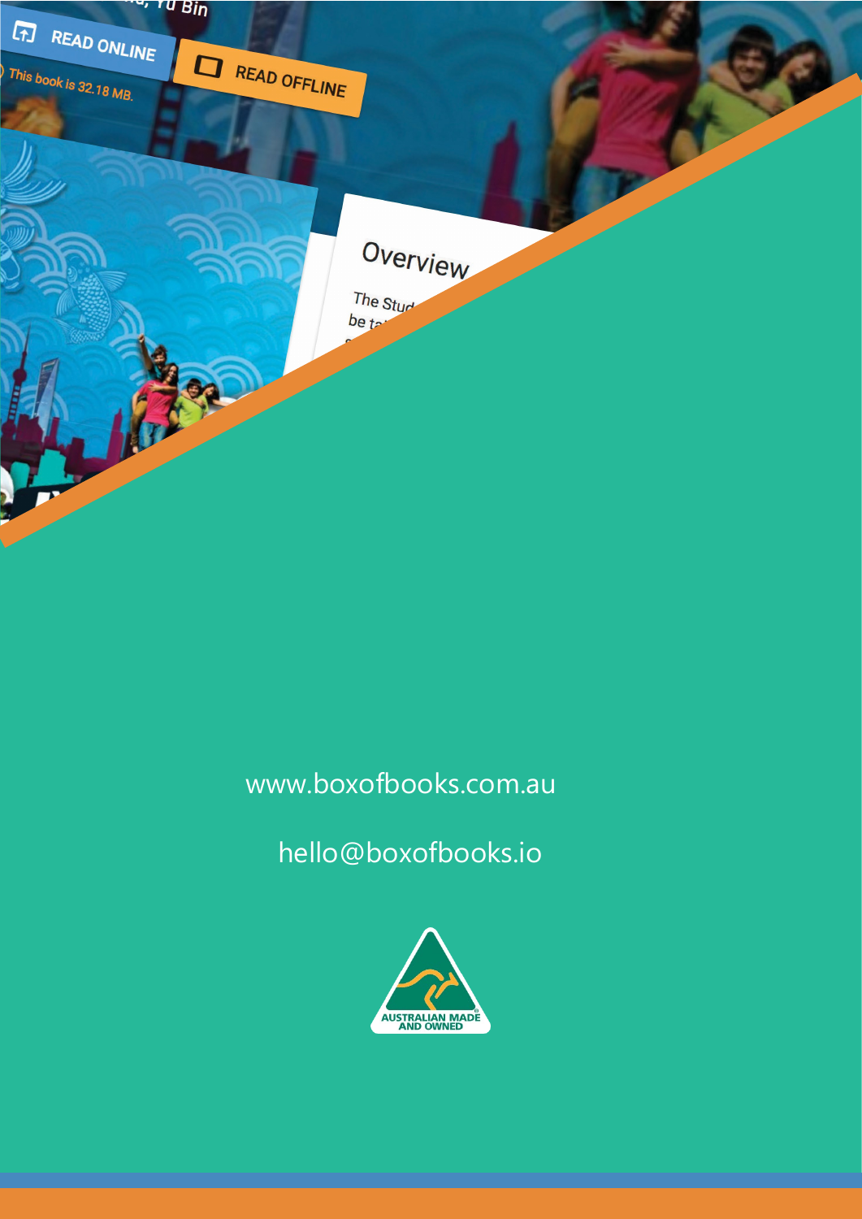www.boxofbooks.com.au

hello@boxofbooks.io